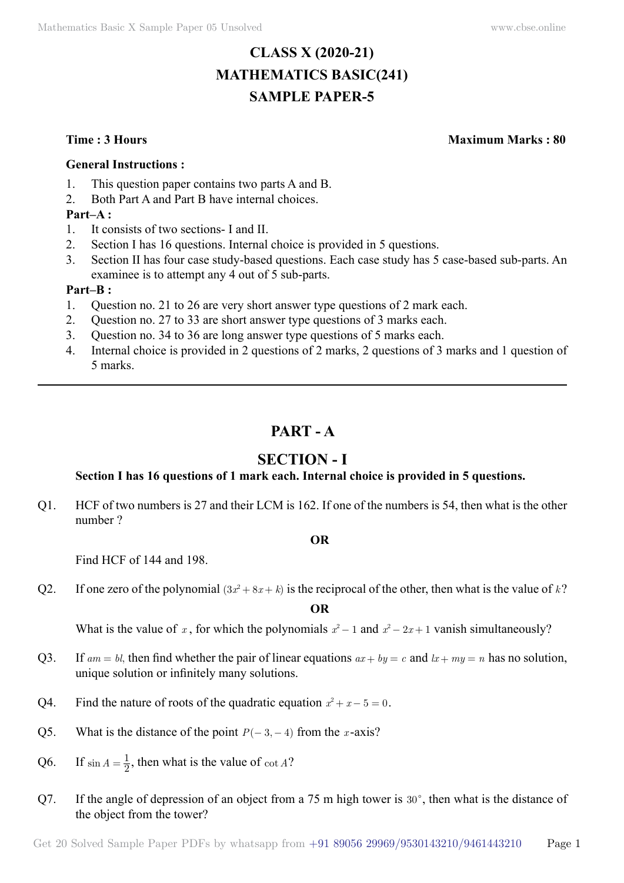# CLASS X (2020-21)
# MATHEMATICS BASIC(241)
# SAMPLE PAPER-5

**Time : 3 Hours** **Maximum Marks : 80**

**General Instructions :**

1. This question paper contains two parts A and B.
2. Both Part A and Part B have internal choices.

**Part–A :**

1. It consists of two sections- I and II.
2. Section I has 16 questions. Internal choice is provided in 5 questions.
3. Section II has four case study-based questions. Each case study has 5 case-based sub-parts. An examinee is to attempt any 4 out of 5 sub-parts.

**Part–B :**

1. Question no. 21 to 26 are very short answer type questions of 2 mark each.
2. Question no. 27 to 33 are short answer type questions of 3 marks each.
3. Question no. 34 to 36 are long answer type questions of 5 marks each.
4. Internal choice is provided in 2 questions of 2 marks, 2 questions of 3 marks and 1 question of 5 marks.

---

## PART - A

## SECTION - I

**Section I has 16 questions of 1 mark each. Internal choice is provided in 5 questions.**

Q1. HCF of two numbers is 27 and their LCM is 162. If one of the numbers is 54, then what is the other number ?

**OR**

Find HCF of 144 and 198.

Q2. If one zero of the polynomial $(3x^2 + 8x + k)$ is the reciprocal of the other, then what is the value of $k$?

**OR**

What is the value of $x$, for which the polynomials $x^2 - 1$ and $x^2 - 2x + 1$ vanish simultaneously?

Q3. If $am = bl$, then find whether the pair of linear equations $ax + by = c$ and $lx + my = n$ has no solution, unique solution or infinitely many solutions.

Q4. Find the nature of roots of the quadratic equation $x^2 + x - 5 = 0$.

Q5. What is the distance of the point $P(-3, -4)$ from the $x$-axis?

Q6. If $\sin A = \frac{1}{2}$, then what is the value of $\cot A$?

Q7. If the angle of depression of an object from a 75 m high tower is $30^\circ$, then what is the distance of the object from the tower?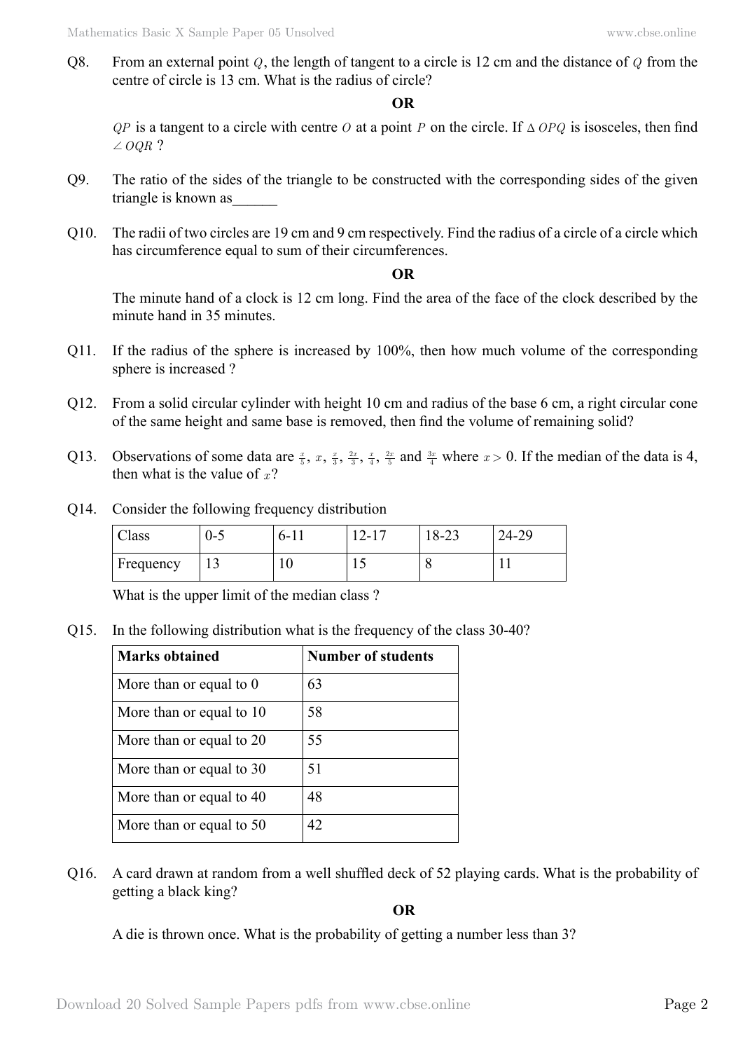Q8. From an external point $Q$, the length of tangent to a circle is 12 cm and the distance of $Q$ from the centre of circle is 13 cm. What is the radius of circle?

**OR**

$QP$ is a tangent to a circle with centre $O$ at a point $P$ on the circle. If $\Delta OPQ$ is isosceles, then find $\angle OQR$ ?

Q9. The ratio of the sides of the triangle to be constructed with the corresponding sides of the given triangle is known as______

Q10. The radii of two circles are 19 cm and 9 cm respectively. Find the radius of a circle of a circle which has circumference equal to sum of their circumferences.

**OR**

The minute hand of a clock is 12 cm long. Find the area of the face of the clock described by the minute hand in 35 minutes.

Q11. If the radius of the sphere is increased by 100%, then how much volume of the corresponding sphere is increased ?

Q12. From a solid circular cylinder with height 10 cm and radius of the base 6 cm, a right circular cone of the same height and same base is removed, then find the volume of remaining solid?

Q13. Observations of some data are $\frac{x}{5}$, $x$, $\frac{x}{3}$, $\frac{2x}{3}$, $\frac{x}{4}$, $\frac{2x}{5}$ and $\frac{3x}{4}$ where $x > 0$. If the median of the data is 4, then what is the value of $x$?

Q14. Consider the following frequency distribution

| Class | 0-5 | 6-11 | 12-17 | 18-23 | 24-29 |
|---|---|---|---|---|---|
| Frequency | 13 | 10 | 15 | 8 | 11 |

What is the upper limit of the median class ?

Q15. In the following distribution what is the frequency of the class 30-40?

| **Marks obtained** | **Number of students** |
|---|---|
| More than or equal to 0 | 63 |
| More than or equal to 10 | 58 |
| More than or equal to 20 | 55 |
| More than or equal to 30 | 51 |
| More than or equal to 40 | 48 |
| More than or equal to 50 | 42 |

Q16. A card drawn at random from a well shuffled deck of 52 playing cards. What is the probability of getting a black king?

**OR**

A die is thrown once. What is the probability of getting a number less than 3?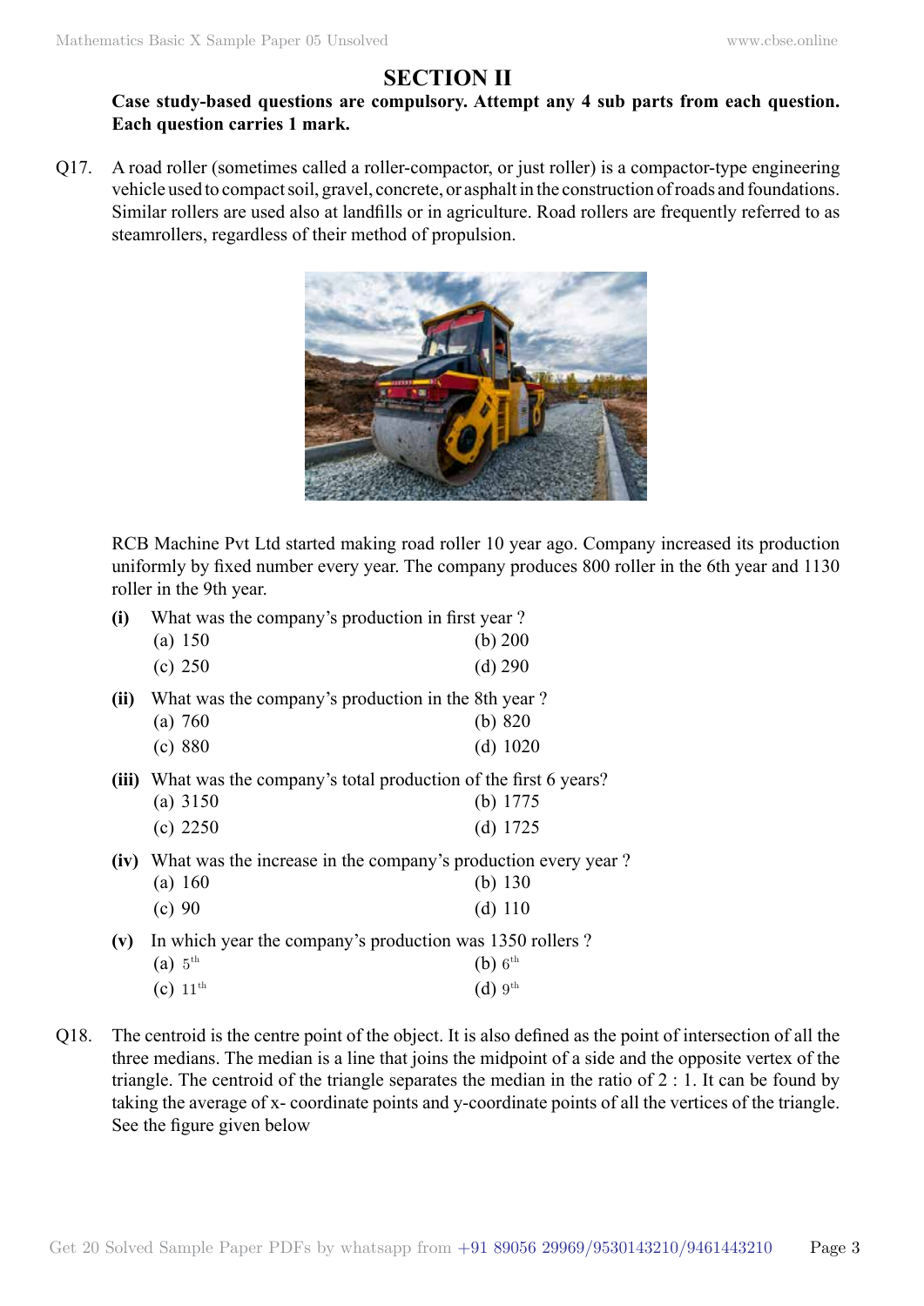## SECTION II

**Case study-based questions are compulsory. Attempt any 4 sub parts from each question. Each question carries 1 mark.**

Q17. A road roller (sometimes called a roller-compactor, or just roller) is a compactor-type engineering vehicle used to compact soil, gravel, concrete, or asphalt in the construction of roads and foundations. Similar rollers are used also at landfills or in agriculture. Road rollers are frequently referred to as steamrollers, regardless of their method of propulsion.

RCB Machine Pvt Ltd started making road roller 10 year ago. Company increased its production uniformly by fixed number every year. The company produces 800 roller in the 6th year and 1130 roller in the 9th year.

**(i)** What was the company's production in first year ?

(a) 150 (b) 200

(c) 250 (d) 290

**(ii)** What was the company's production in the 8th year ?

(a) 760 (b) 820

(c) 880 (d) 1020

**(iii)** What was the company's total production of the first 6 years?

(a) 3150 (b) 1775

(c) 2250 (d) 1725

**(iv)** What was the increase in the company's production every year ?

(a) 160 (b) 130

(c) 90 (d) 110

**(v)** In which year the company's production was 1350 rollers ?

(a) $5^{th}$ (b) $6^{th}$

(c) $11^{th}$ (d) $9^{th}$

Q18. The centroid is the centre point of the object. It is also defined as the point of intersection of all the three medians. The median is a line that joins the midpoint of a side and the opposite vertex of the triangle. The centroid of the triangle separates the median in the ratio of 2 : 1. It can be found by taking the average of x- coordinate points and y-coordinate points of all the vertices of the triangle. See the figure given below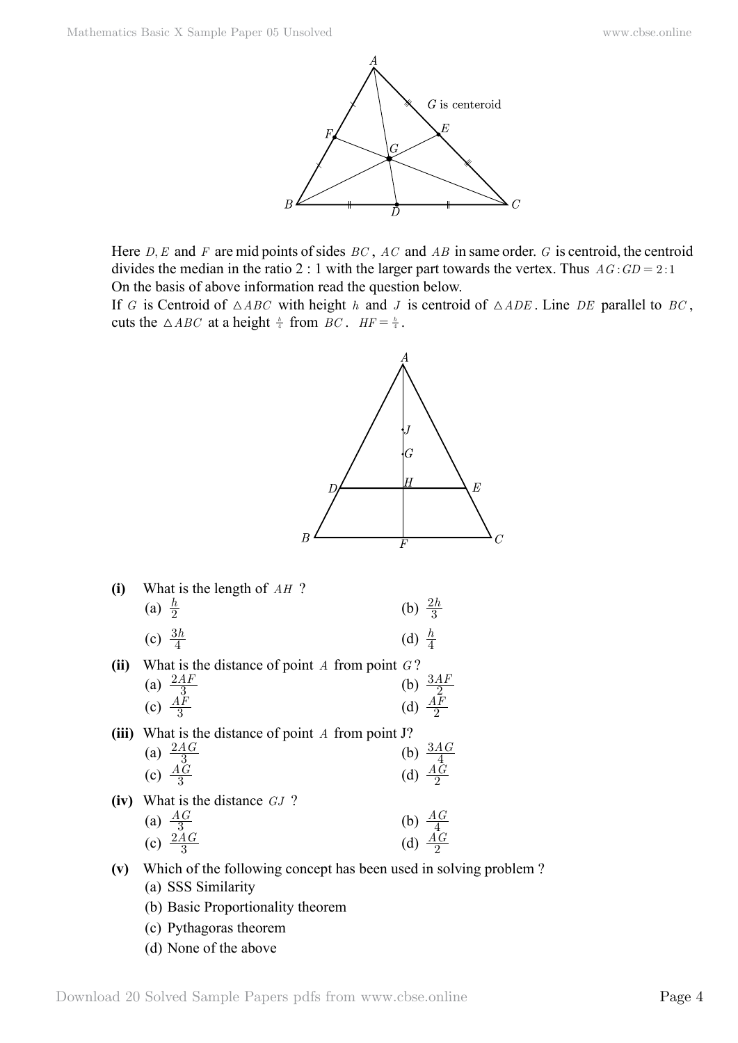Here $D, E$ and $F$ are mid points of sides $BC$, $AC$ and $AB$ in same order. $G$ is centroid, the centroid divides the median in the ratio 2 : 1 with the larger part towards the vertex. Thus $AG:GD = 2:1$

On the basis of above information read the question below.

If $G$ is Centroid of $\triangle ABC$ with height $h$ and $J$ is centroid of $\triangle ADE$. Line $DE$ parallel to $BC$, cuts the $\triangle ABC$ at a height $\frac{h}{4}$ from $BC$. $HF = \frac{h}{4}$.

**(i)** What is the length of $AH$ ?

(a) $\frac{h}{2}$ (b) $\frac{2h}{3}$

(c) $\frac{3h}{4}$ (d) $\frac{h}{4}$

**(ii)** What is the distance of point $A$ from point $G$?

(a) $\frac{2AF}{3}$ (b) $\frac{3AF}{2}$

(c) $\frac{AF}{3}$ (d) $\frac{AF}{2}$

**(iii)** What is the distance of point $A$ from point J?

(a) $\frac{2AG}{3}$ (b) $\frac{3AG}{4}$

(c) $\frac{AG}{3}$ (d) $\frac{AG}{2}$

**(iv)** What is the distance $GJ$ ?

(a) $\frac{AG}{3}$ (b) $\frac{AG}{4}$

(c) $\frac{2AG}{3}$ (d) $\frac{AG}{2}$

**(v)** Which of the following concept has been used in solving problem ?

(a) SSS Similarity

(b) Basic Proportionality theorem

(c) Pythagoras theorem

(d) None of the above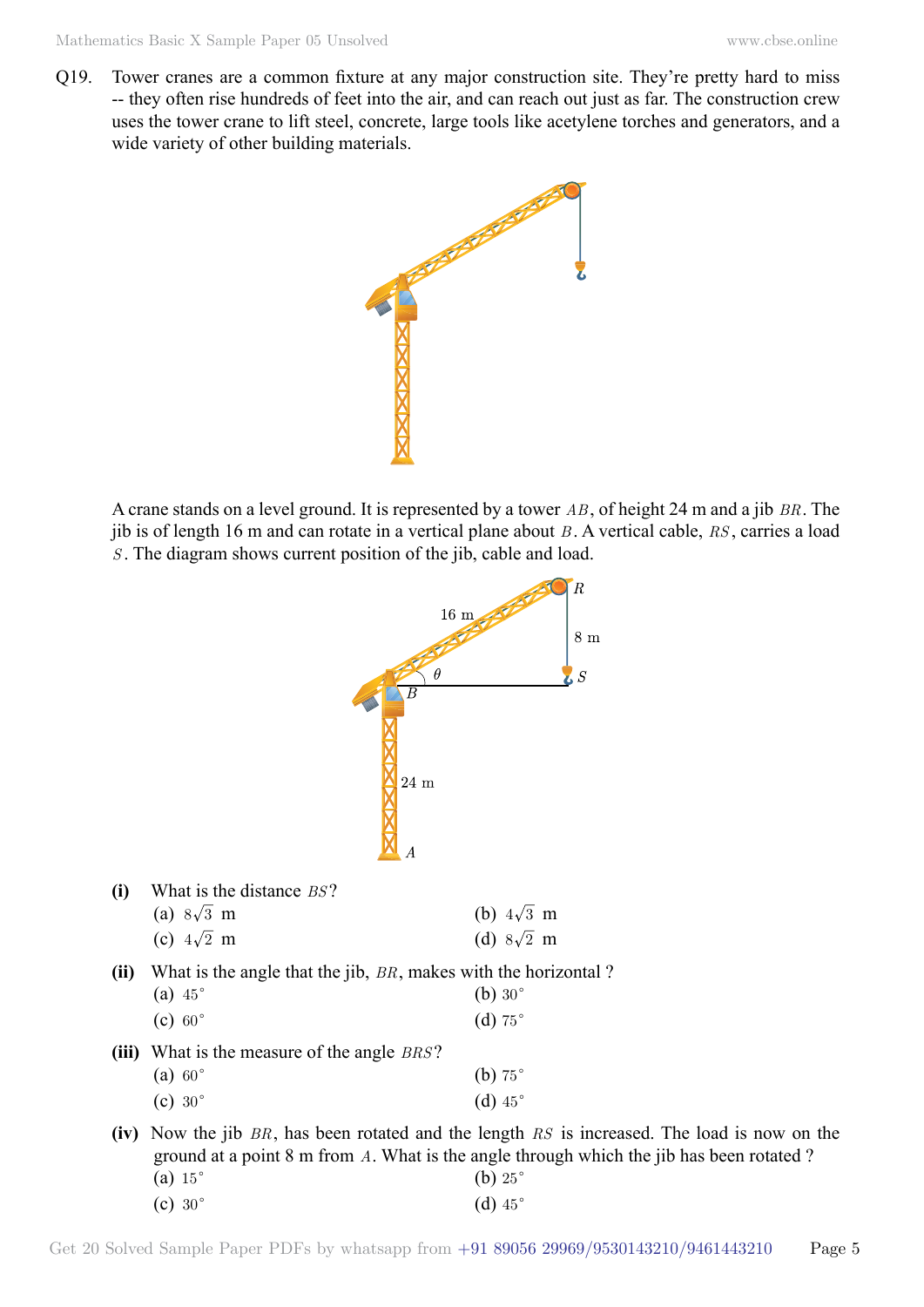Q19. Tower cranes are a common fixture at any major construction site. They're pretty hard to miss -- they often rise hundreds of feet into the air, and can reach out just as far. The construction crew uses the tower crane to lift steel, concrete, large tools like acetylene torches and generators, and a wide variety of other building materials.

A crane stands on a level ground. It is represented by a tower $AB$, of height 24 m and a jib $BR$. The jib is of length 16 m and can rotate in a vertical plane about $B$. A vertical cable, $RS$, carries a load $S$. The diagram shows current position of the jib, cable and load.

**(i)** What is the distance $BS$?

(a) $8\sqrt{3}$ m  
(b) $4\sqrt{3}$ m  
(c) $4\sqrt{2}$ m  
(d) $8\sqrt{2}$ m

**(ii)** What is the angle that the jib, $BR$, makes with the horizontal ?

(a) $45^\circ$  
(b) $30^\circ$  
(c) $60^\circ$  
(d) $75^\circ$

**(iii)** What is the measure of the angle $BRS$?

(a) $60^\circ$  
(b) $75^\circ$  
(c) $30^\circ$  
(d) $45^\circ$

**(iv)** Now the jib $BR$, has been rotated and the length $RS$ is increased. The load is now on the ground at a point 8 m from $A$. What is the angle through which the jib has been rotated ?

(a) $15^\circ$  
(b) $25^\circ$  
(c) $30^\circ$  
(d) $45^\circ$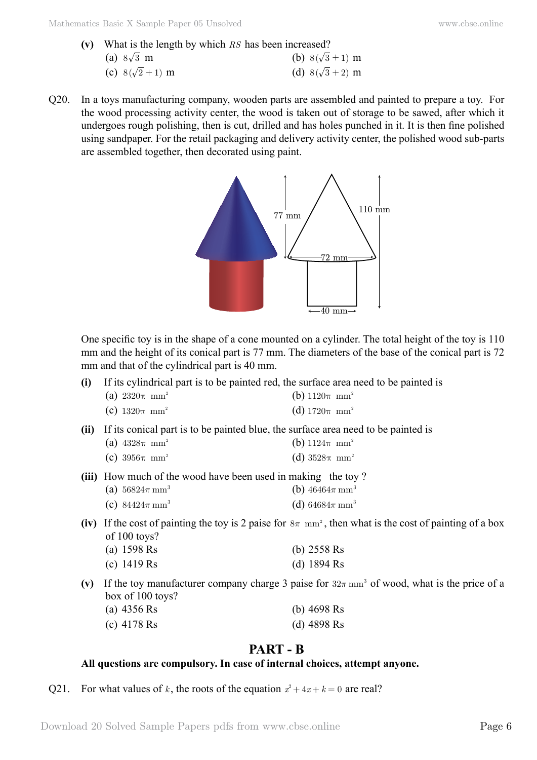**(v)** What is the length by which $RS$ has been increased?

(a) $8\sqrt{3}$ m (b) $8(\sqrt{3}+1)$ m

(c) $8(\sqrt{2}+1)$ m (d) $8(\sqrt{3}+2)$ m

Q20. In a toys manufacturing company, wooden parts are assembled and painted to prepare a toy. For the wood processing activity center, the wood is taken out of storage to be sawed, after which it undergoes rough polishing, then is cut, drilled and has holes punched in it. It is then fine polished using sandpaper. For the retail packaging and delivery activity center, the polished wood sub-parts are assembled together, then decorated using paint.

One specific toy is in the shape of a cone mounted on a cylinder. The total height of the toy is 110 mm and the height of its conical part is 77 mm. The diameters of the base of the conical part is 72 mm and that of the cylindrical part is 40 mm.

**(i)** If its cylindrical part is to be painted red, the surface area need to be painted is

(a) $2320\pi$ mm$^2$ (b) $1120\pi$ mm$^2$

(c) $1320\pi$ mm$^2$ (d) $1720\pi$ mm$^2$

**(ii)** If its conical part is to be painted blue, the surface area need to be painted is

(a) $4328\pi$ mm$^2$ (b) $1124\pi$ mm$^2$

(c) $3956\pi$ mm$^2$ (d) $3528\pi$ mm$^2$

**(iii)** How much of the wood have been used in making the toy ?

(a) $56824\pi$ mm$^3$ (b) $46464\pi$ mm$^3$

(c) $84424\pi$ mm$^3$ (d) $64684\pi$ mm$^3$

**(iv)** If the cost of painting the toy is 2 paise for $8\pi$ mm$^2$, then what is the cost of painting of a box of 100 toys?

(a) 1598 Rs (b) 2558 Rs

(c) 1419 Rs (d) 1894 Rs

**(v)** If the toy manufacturer company charge 3 paise for $32\pi$ mm$^3$ of wood, what is the price of a box of 100 toys?

(a) 4356 Rs (b) 4698 Rs

(c) 4178 Rs (d) 4898 Rs

## PART - B

**All questions are compulsory. In case of internal choices, attempt anyone.**

Q21. For what values of $k$, the roots of the equation $x^2 + 4x + k = 0$ are real?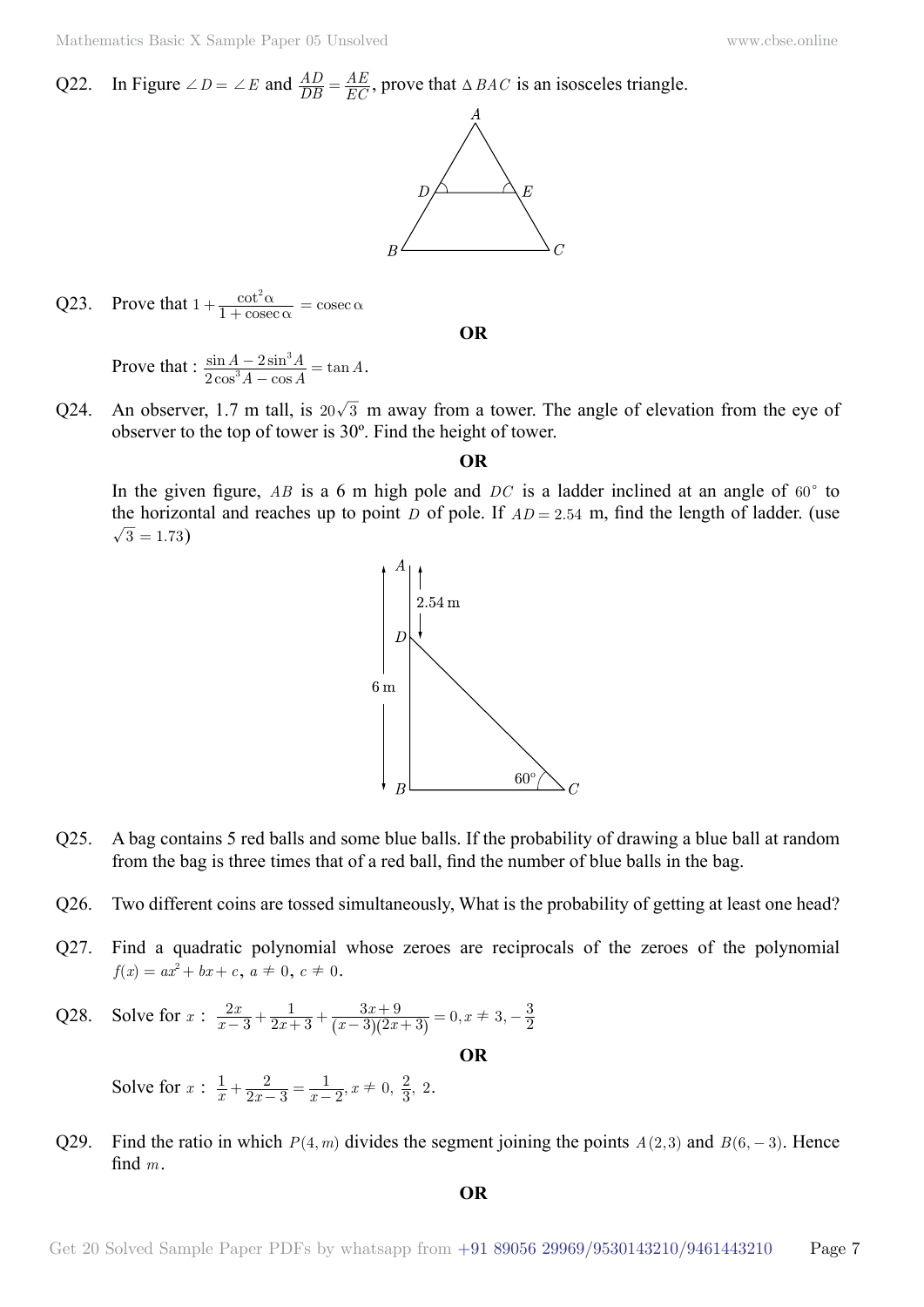Q22. In Figure $\angle D = \angle E$ and $\frac{AD}{DB} = \frac{AE}{EC}$, prove that $\Delta BAC$ is an isosceles triangle.

Q23. Prove that $1 + \frac{\cot^2 \alpha}{1 + \text{cosec}\,\alpha} = \text{cosec}\,\alpha$

**OR**

Prove that : $\frac{\sin A - 2\sin^3 A}{2\cos^3 A - \cos A} = \tan A$.

Q24. An observer, 1.7 m tall, is $20\sqrt{3}$ m away from a tower. The angle of elevation from the eye of observer to the top of tower is 30º. Find the height of tower.

**OR**

In the given figure, $AB$ is a 6 m high pole and $DC$ is a ladder inclined at an angle of $60^\circ$ to the horizontal and reaches up to point $D$ of pole. If $AD = 2.54$ m, find the length of ladder. (use $\sqrt{3} = 1.73$)

Q25. A bag contains 5 red balls and some blue balls. If the probability of drawing a blue ball at random from the bag is three times that of a red ball, find the number of blue balls in the bag.

Q26. Two different coins are tossed simultaneously, What is the probability of getting at least one head?

Q27. Find a quadratic polynomial whose zeroes are reciprocals of the zeroes of the polynomial $f(x) = ax^2 + bx + c$, $a \neq 0$, $c \neq 0$.

Q28. Solve for $x$ : $\frac{2x}{x-3} + \frac{1}{2x+3} + \frac{3x+9}{(x-3)(2x+3)} = 0, x \neq 3, -\frac{3}{2}$

**OR**

Solve for $x$ : $\frac{1}{x} + \frac{2}{2x-3} = \frac{1}{x-2}, x \neq 0, \frac{2}{3}, 2$.

Q29. Find the ratio in which $P(4, m)$ divides the segment joining the points $A(2,3)$ and $B(6, -3)$. Hence find $m$.

**OR**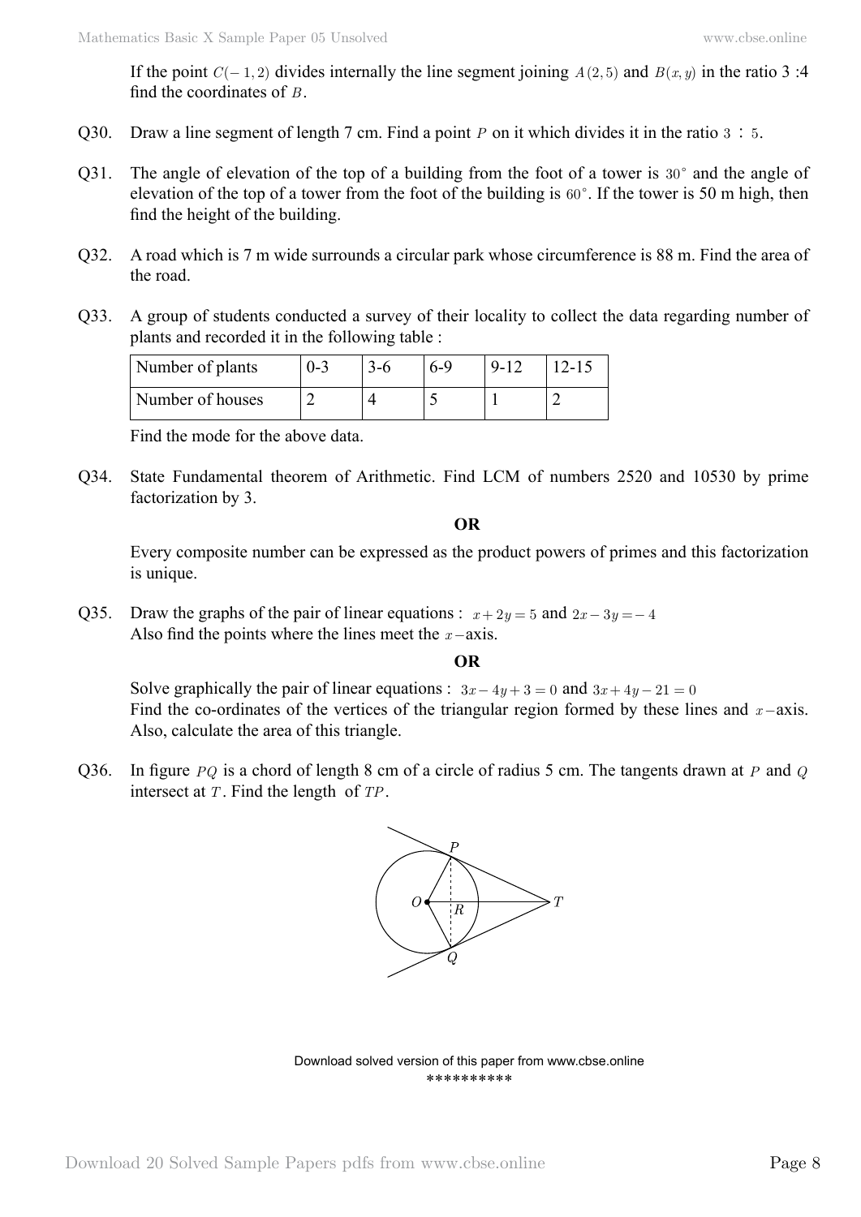If the point $C(-1, 2)$ divides internally the line segment joining $A(2, 5)$ and $B(x, y)$ in the ratio 3 :4 find the coordinates of $B$.

Q30. Draw a line segment of length 7 cm. Find a point $P$ on it which divides it in the ratio $3 : 5$.

Q31. The angle of elevation of the top of a building from the foot of a tower is $30^{\circ}$ and the angle of elevation of the top of a tower from the foot of the building is $60^{\circ}$. If the tower is 50 m high, then find the height of the building.

Q32. A road which is 7 m wide surrounds a circular park whose circumference is 88 m. Find the area of the road.

Q33. A group of students conducted a survey of their locality to collect the data regarding number of plants and recorded it in the following table :

| Number of plants | 0-3 | 3-6 | 6-9 | 9-12 | 12-15 |
|---|---|---|---|---|---|
| Number of houses | 2 | 4 | 5 | 1 | 2 |

Find the mode for the above data.

Q34. State Fundamental theorem of Arithmetic. Find LCM of numbers 2520 and 10530 by prime factorization by 3.

**OR**

Every composite number can be expressed as the product powers of primes and this factorization is unique.

Q35. Draw the graphs of the pair of linear equations : $x + 2y = 5$ and $2x - 3y = -4$
Also find the points where the lines meet the $x$-axis.

**OR**

Solve graphically the pair of linear equations : $3x - 4y + 3 = 0$ and $3x + 4y - 21 = 0$
Find the co-ordinates of the vertices of the triangular region formed by these lines and $x$-axis. Also, calculate the area of this triangle.

Q36. In figure $PQ$ is a chord of length 8 cm of a circle of radius 5 cm. The tangents drawn at $P$ and $Q$ intersect at $T$. Find the length of $TP$.

P
O
R
T
Q

Download solved version of this paper from www.cbse.online

**********